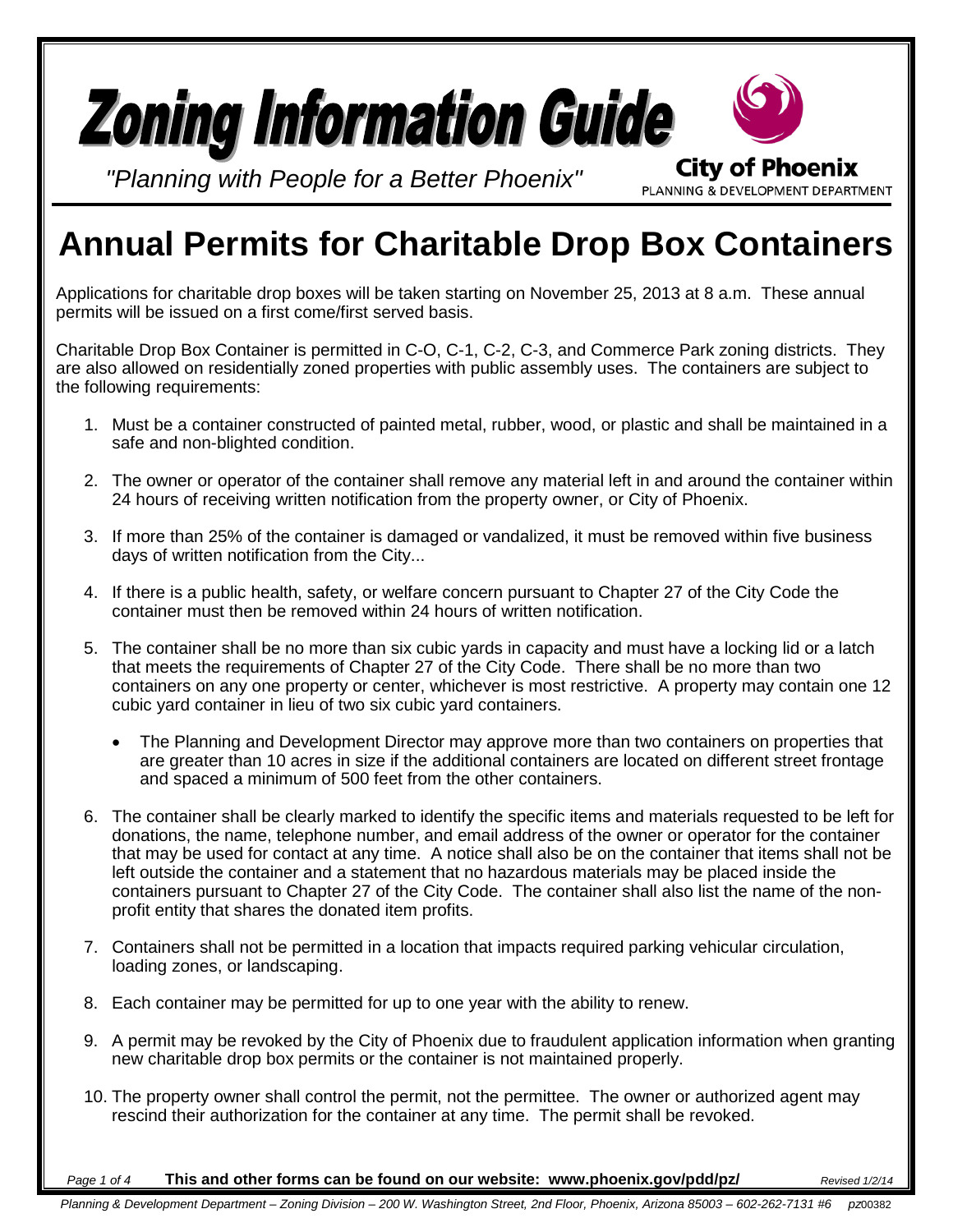# Zoning Information Guide

*"Planning with People for a Better Phoenix"*

City of Phoenix
PLANNING & DEVELOPMENT DEPARTMENT

# Annual Permits for Charitable Drop Box Containers

Applications for charitable drop boxes will be taken starting on November 25, 2013 at 8 a.m. These annual permits will be issued on a first come/first served basis.

Charitable Drop Box Container is permitted in C-O, C-1, C-2, C-3, and Commerce Park zoning districts. They are also allowed on residentially zoned properties with public assembly uses. The containers are subject to the following requirements:

1. Must be a container constructed of painted metal, rubber, wood, or plastic and shall be maintained in a safe and non-blighted condition.
2. The owner or operator of the container shall remove any material left in and around the container within 24 hours of receiving written notification from the property owner, or City of Phoenix.
3. If more than 25% of the container is damaged or vandalized, it must be removed within five business days of written notification from the City...
4. If there is a public health, safety, or welfare concern pursuant to Chapter 27 of the City Code the container must then be removed within 24 hours of written notification.
5. The container shall be no more than six cubic yards in capacity and must have a locking lid or a latch that meets the requirements of Chapter 27 of the City Code. There shall be no more than two containers on any one property or center, whichever is most restrictive. A property may contain one 12 cubic yard container in lieu of two six cubic yard containers.
   - The Planning and Development Director may approve more than two containers on properties that are greater than 10 acres in size if the additional containers are located on different street frontage and spaced a minimum of 500 feet from the other containers.
6. The container shall be clearly marked to identify the specific items and materials requested to be left for donations, the name, telephone number, and email address of the owner or operator for the container that may be used for contact at any time. A notice shall also be on the container that items shall not be left outside the container and a statement that no hazardous materials may be placed inside the containers pursuant to Chapter 27 of the City Code. The container shall also list the name of the non-profit entity that shares the donated item profits.
7. Containers shall not be permitted in a location that impacts required parking vehicular circulation, loading zones, or landscaping.
8. Each container may be permitted for up to one year with the ability to renew.
9. A permit may be revoked by the City of Phoenix due to fraudulent application information when granting new charitable drop box permits or the container is not maintained properly.
10. The property owner shall control the permit, not the permittee. The owner or authorized agent may rescind their authorization for the container at any time. The permit shall be revoked.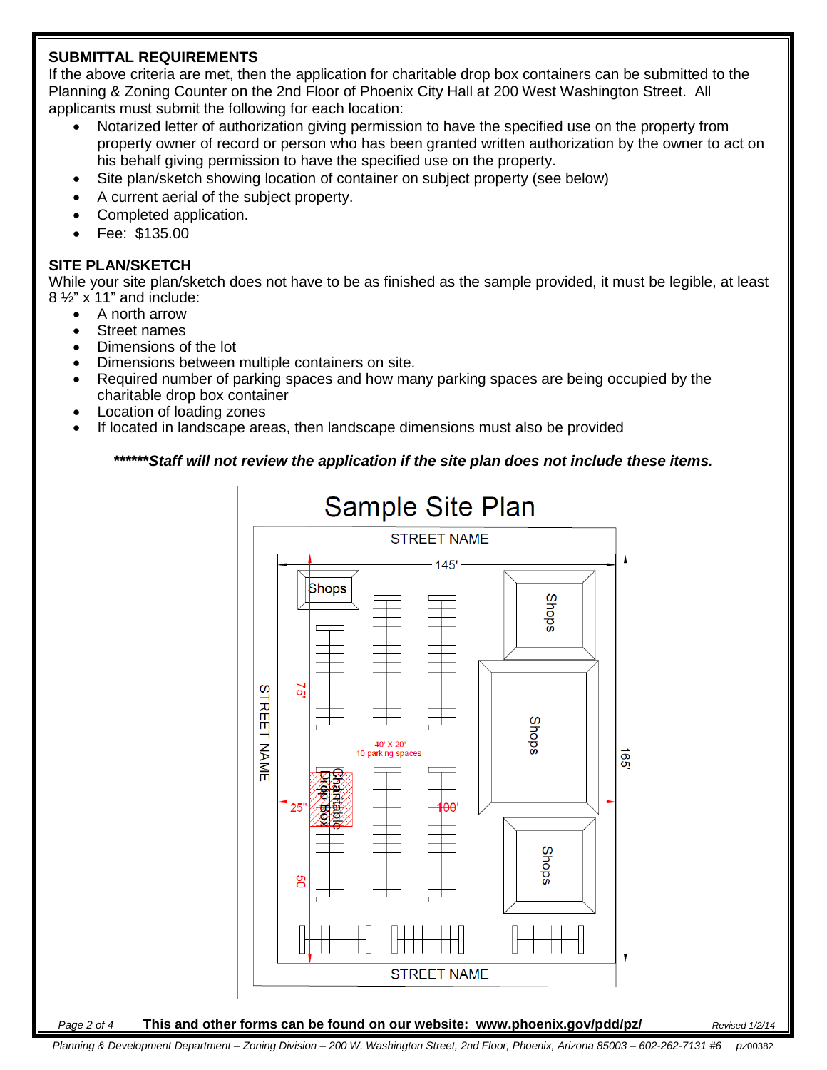## SUBMITTAL REQUIREMENTS

If the above criteria are met, then the application for charitable drop box containers can be submitted to the Planning & Zoning Counter on the 2nd Floor of Phoenix City Hall at 200 West Washington Street. All applicants must submit the following for each location:

- Notarized letter of authorization giving permission to have the specified use on the property from property owner of record or person who has been granted written authorization by the owner to act on his behalf giving permission to have the specified use on the property.
- Site plan/sketch showing location of container on subject property (see below)
- A current aerial of the subject property.
- Completed application.
- Fee: $135.00

## SITE PLAN/SKETCH

While your site plan/sketch does not have to be as finished as the sample provided, it must be legible, at least 8 ½" x 11" and include:

- A north arrow
- Street names
- Dimensions of the lot
- Dimensions between multiple containers on site.
- Required number of parking spaces and how many parking spaces are being occupied by the charitable drop box container
- Location of loading zones
- If located in landscape areas, then landscape dimensions must also be provided

***\*\*\*\*\*\*Staff will not review the application if the site plan does not include these items.***

Sample Site Plan

STREET NAME

145'

Shops

Shops

Shops

Shops

STREET NAME

75'

40' X 20'
10 parking spaces

Charitable Drop Box

25'

100'

165'

50'

STREET NAME

Planning & Development Department – Zoning Division – 200 W. Washington Street, 2nd Floor, Phoenix, Arizona 85003 – 602-262-7131 #6 pz00382

**This and other forms can be found on our website: www.phoenix.gov/pdd/pz/**

*Revised 1/2/14*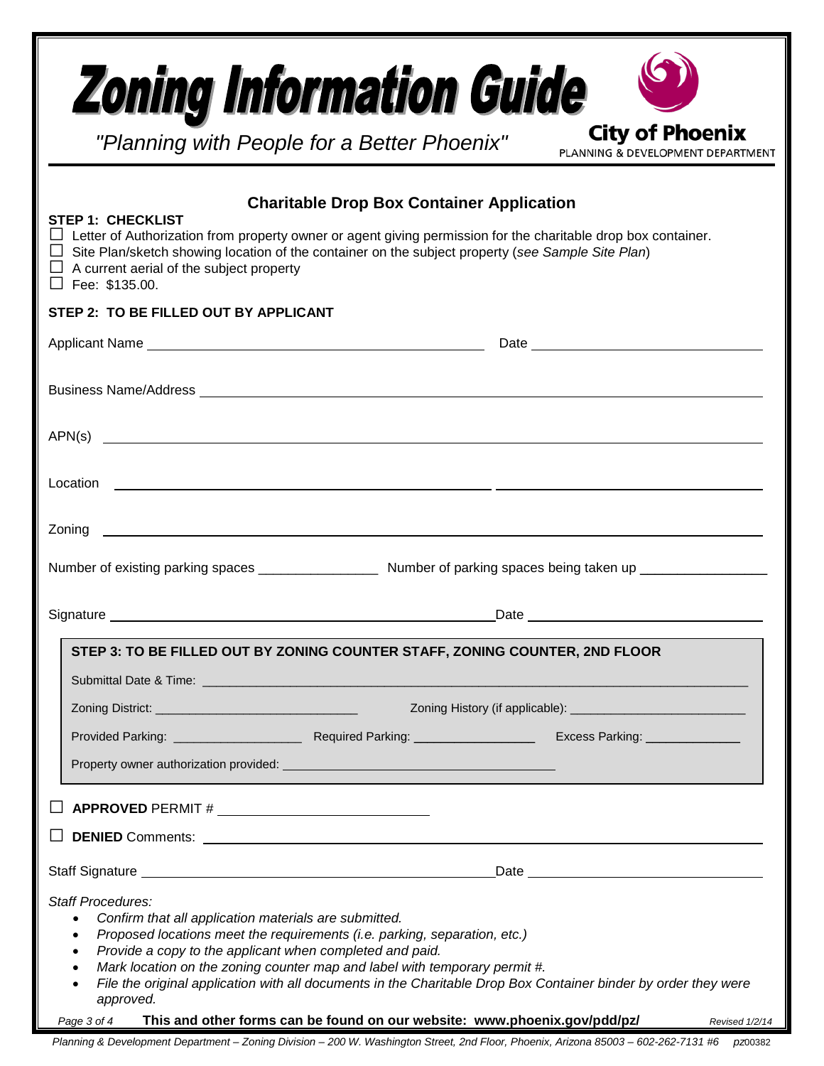# Zoning Information Guide

*"Planning with People for a Better Phoenix"*

City of Phoenix
PLANNING & DEVELOPMENT DEPARTMENT

## Charitable Drop Box Container Application

**STEP 1: CHECKLIST**

- ☐ Letter of Authorization from property owner or agent giving permission for the charitable drop box container.
- ☐ Site Plan/sketch showing location of the container on the subject property (*see Sample Site Plan*)
- ☐ A current aerial of the subject property
- ☐ Fee: $135.00.

**STEP 2: TO BE FILLED OUT BY APPLICANT**

Applicant Name ______________________________ Date ______________________

Business Name/Address ______________________________________________

APN(s) ______________________________________________

Location ______________________________ ______________________________

Zoning ______________________________________________

Number of existing parking spaces ________________ Number of parking spaces being taken up ________________

Signature ______________________________ Date ______________________

**STEP 3: TO BE FILLED OUT BY ZONING COUNTER STAFF, ZONING COUNTER, 2ND FLOOR**

Submittal Date & Time: ______________________________________________

Zoning District: ______________________ Zoning History (if applicable): ______________________

Provided Parking: ________________ Required Parking: ________________ Excess Parking: ______________

Property owner authorization provided: ______________________________

☐ **APPROVED** PERMIT # ______________________

☐ **DENIED** Comments: ______________________________________________

Staff Signature ______________________________ Date ______________________

*Staff Procedures:*

- *Confirm that all application materials are submitted.*
- *Proposed locations meet the requirements (i.e. parking, separation, etc.)*
- *Provide a copy to the applicant when completed and paid.*
- *Mark location on the zoning counter map and label with temporary permit #.*
- *File the original application with all documents in the Charitable Drop Box Container binder by order they were approved.*

**This and other forms can be found on our website: www.phoenix.gov/pdd/pz/**

*Revised 1/2/14*

*Planning & Development Department – Zoning Division – 200 W. Washington Street, 2nd Floor, Phoenix, Arizona 85003 – 602-262-7131 #6* *pz*00382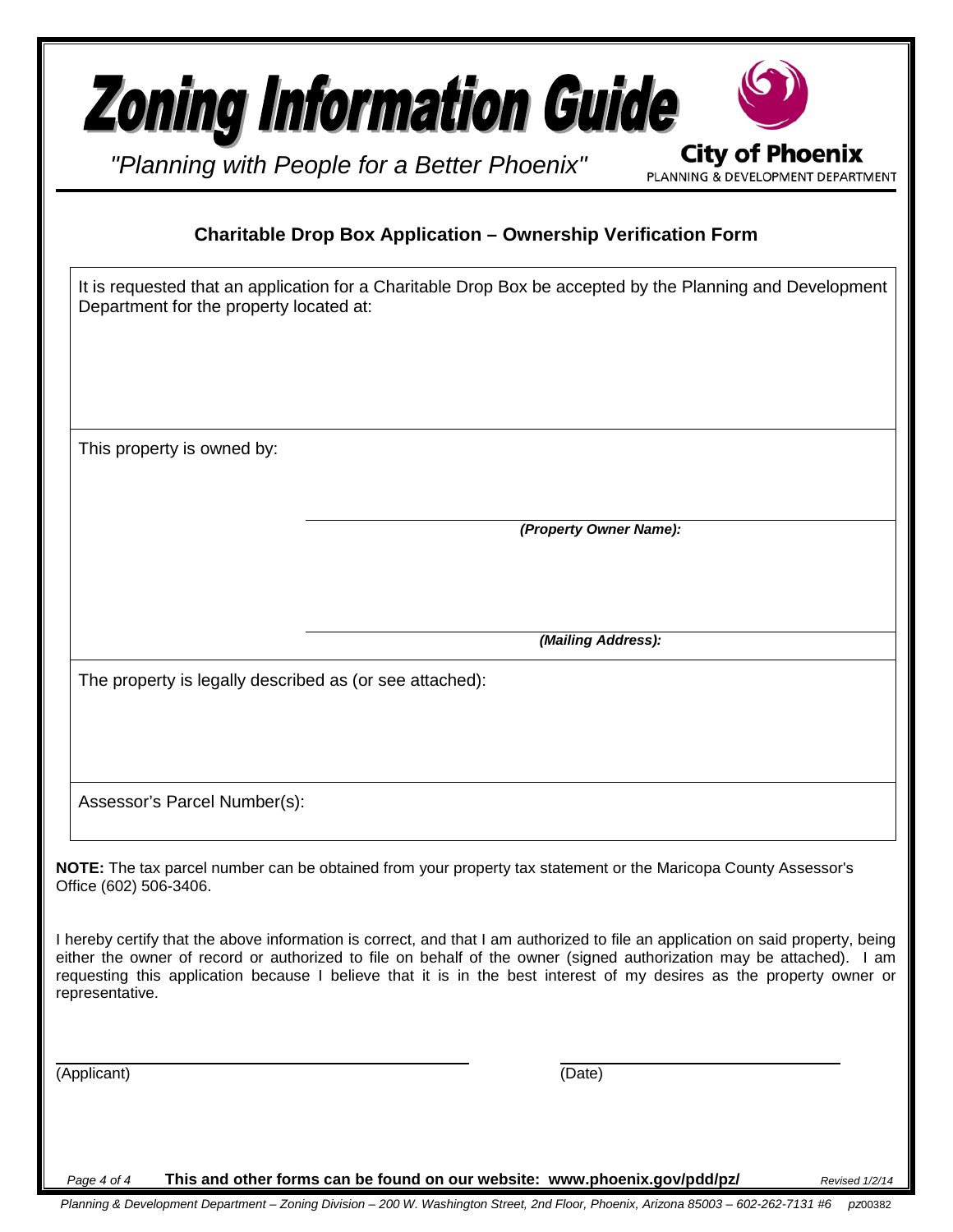# Zoning Information Guide

*"Planning with People for a Better Phoenix"*

**City of Phoenix**
PLANNING & DEVELOPMENT DEPARTMENT

## Charitable Drop Box Application – Ownership Verification Form

It is requested that an application for a Charitable Drop Box be accepted by the Planning and Development Department for the property located at:

This property is owned by:

***(Property Owner Name):***

***(Mailing Address):***

The property is legally described as (or see attached):

Assessor's Parcel Number(s):

**NOTE:** The tax parcel number can be obtained from your property tax statement or the Maricopa County Assessor's Office (602) 506-3406.

I hereby certify that the above information is correct, and that I am authorized to file an application on said property, being either the owner of record or authorized to file on behalf of the owner (signed authorization may be attached). I am requesting this application because I believe that it is in the best interest of my desires as the property owner or representative.

(Applicant) (Date)

**This and other forms can be found on our website: www.phoenix.gov/pdd/pz/**

*Revised 1/2/14*

*Planning & Development Department – Zoning Division – 200 W. Washington Street, 2nd Floor, Phoenix, Arizona 85003 – 602-262-7131 #6* *pz*00382